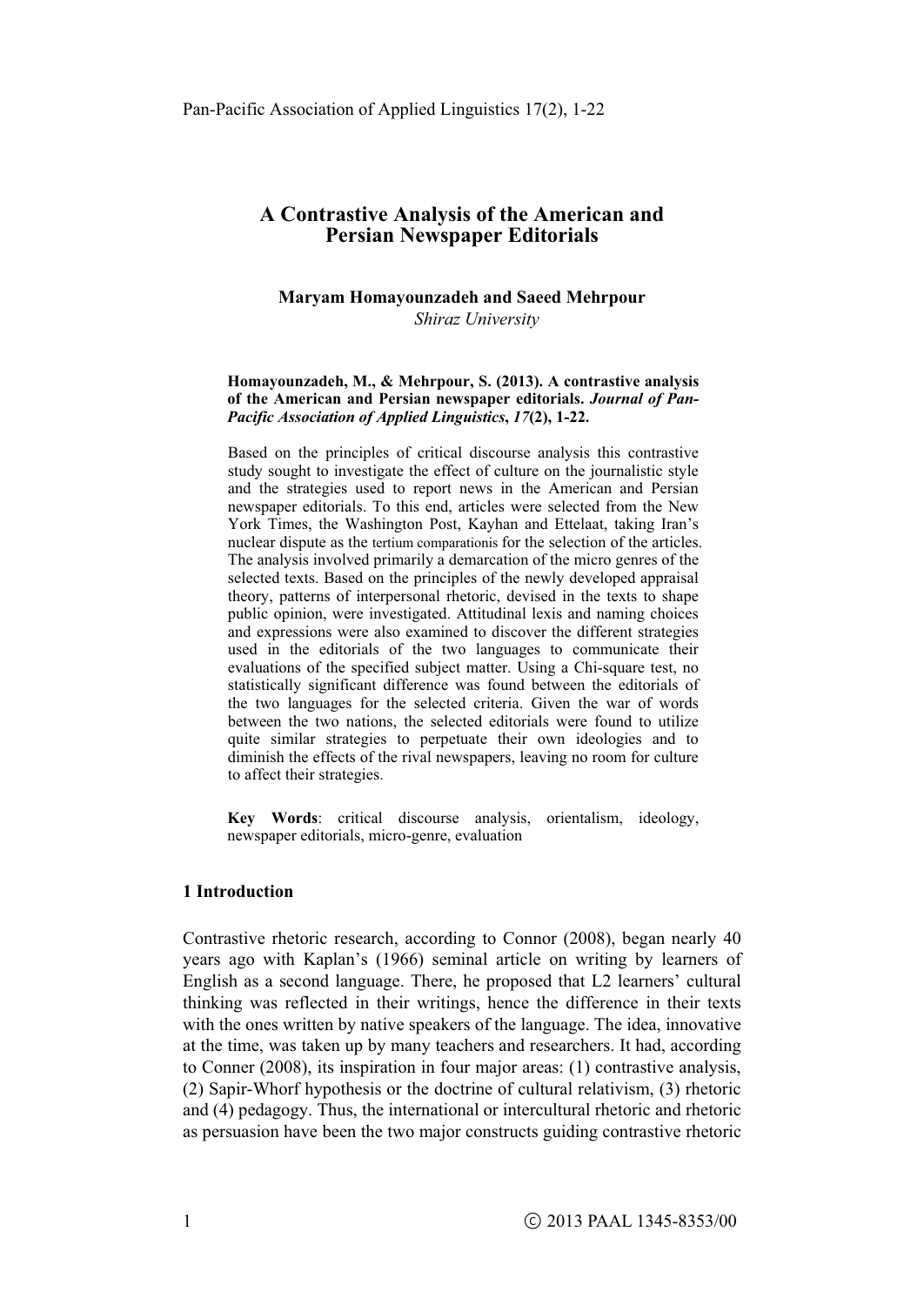# A Contrastive Analysis of the American and Persian Newspaper Editorials

**Maryam Homayounzadeh and Saeed Mehrpour**
*Shiraz University*

**Homayounzadeh, M., & Mehrpour, S. (2013). A contrastive analysis of the American and Persian newspaper editorials. *Journal of Pan-Pacific Association of Applied Linguistics*, *17*(2), 1-22.**

Based on the principles of critical discourse analysis this contrastive study sought to investigate the effect of culture on the journalistic style and the strategies used to report news in the American and Persian newspaper editorials. To this end, articles were selected from the New York Times, the Washington Post, Kayhan and Ettelaat, taking Iran's nuclear dispute as the tertium comparationis for the selection of the articles. The analysis involved primarily a demarcation of the micro genres of the selected texts. Based on the principles of the newly developed appraisal theory, patterns of interpersonal rhetoric, devised in the texts to shape public opinion, were investigated. Attitudinal lexis and naming choices and expressions were also examined to discover the different strategies used in the editorials of the two languages to communicate their evaluations of the specified subject matter. Using a Chi-square test, no statistically significant difference was found between the editorials of the two languages for the selected criteria. Given the war of words between the two nations, the selected editorials were found to utilize quite similar strategies to perpetuate their own ideologies and to diminish the effects of the rival newspapers, leaving no room for culture to affect their strategies.

**Key Words**: critical discourse analysis, orientalism, ideology, newspaper editorials, micro-genre, evaluation

## 1 Introduction

Contrastive rhetoric research, according to Connor (2008), began nearly 40 years ago with Kaplan's (1966) seminal article on writing by learners of English as a second language. There, he proposed that L2 learners' cultural thinking was reflected in their writings, hence the difference in their texts with the ones written by native speakers of the language. The idea, innovative at the time, was taken up by many teachers and researchers. It had, according to Conner (2008), its inspiration in four major areas: (1) contrastive analysis, (2) Sapir-Whorf hypothesis or the doctrine of cultural relativism, (3) rhetoric and (4) pedagogy. Thus, the international or intercultural rhetoric and rhetoric as persuasion have been the two major constructs guiding contrastive rhetoric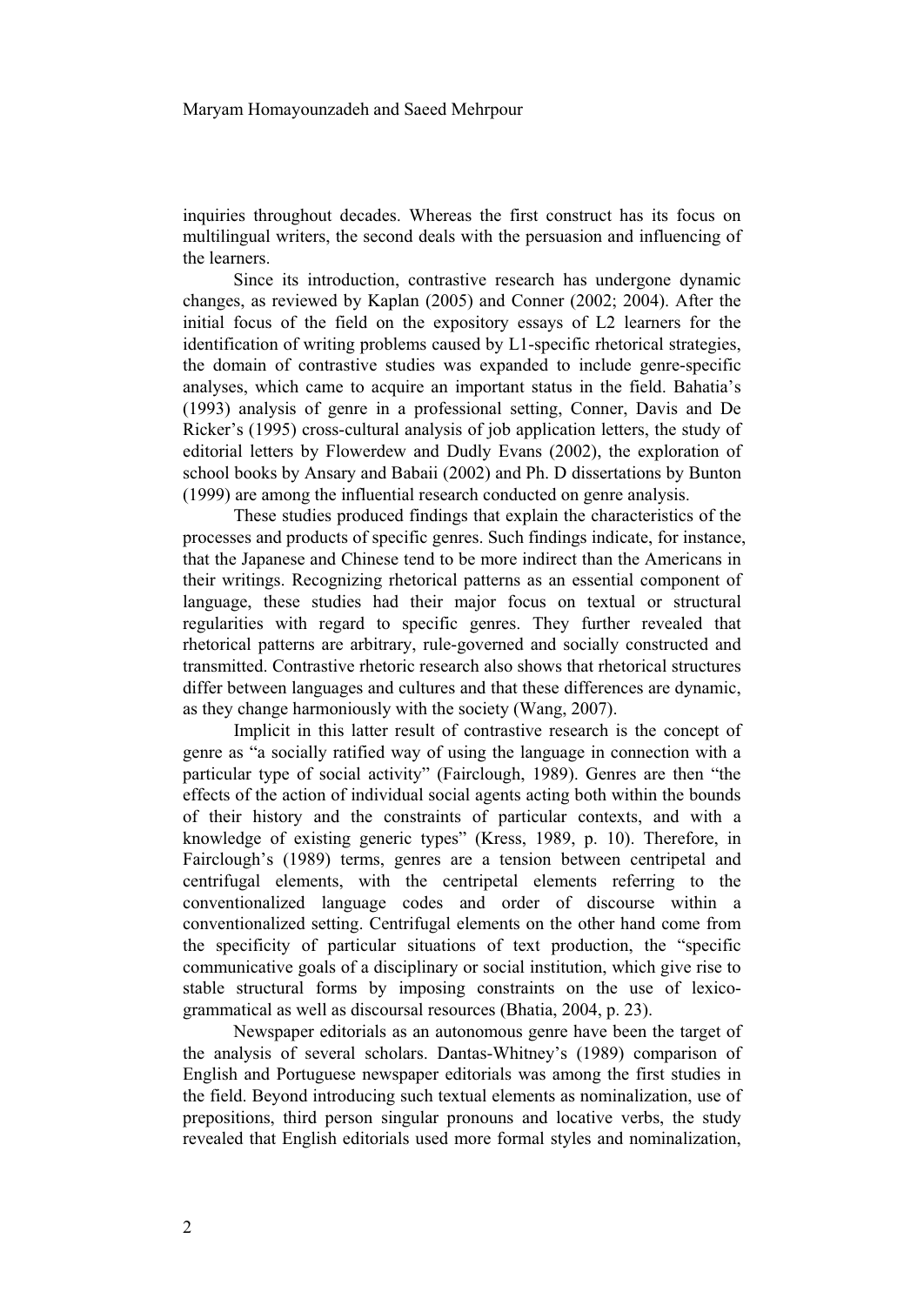inquiries throughout decades. Whereas the first construct has its focus on multilingual writers, the second deals with the persuasion and influencing of the learners.

Since its introduction, contrastive research has undergone dynamic changes, as reviewed by Kaplan (2005) and Conner (2002; 2004). After the initial focus of the field on the expository essays of L2 learners for the identification of writing problems caused by L1-specific rhetorical strategies, the domain of contrastive studies was expanded to include genre-specific analyses, which came to acquire an important status in the field. Bahatia's (1993) analysis of genre in a professional setting, Conner, Davis and De Ricker's (1995) cross-cultural analysis of job application letters, the study of editorial letters by Flowerdew and Dudly Evans (2002), the exploration of school books by Ansary and Babaii (2002) and Ph. D dissertations by Bunton (1999) are among the influential research conducted on genre analysis.

These studies produced findings that explain the characteristics of the processes and products of specific genres. Such findings indicate, for instance, that the Japanese and Chinese tend to be more indirect than the Americans in their writings. Recognizing rhetorical patterns as an essential component of language, these studies had their major focus on textual or structural regularities with regard to specific genres. They further revealed that rhetorical patterns are arbitrary, rule-governed and socially constructed and transmitted. Contrastive rhetoric research also shows that rhetorical structures differ between languages and cultures and that these differences are dynamic, as they change harmoniously with the society (Wang, 2007).

Implicit in this latter result of contrastive research is the concept of genre as "a socially ratified way of using the language in connection with a particular type of social activity" (Fairclough, 1989). Genres are then "the effects of the action of individual social agents acting both within the bounds of their history and the constraints of particular contexts, and with a knowledge of existing generic types" (Kress, 1989, p. 10). Therefore, in Fairclough's (1989) terms, genres are a tension between centripetal and centrifugal elements, with the centripetal elements referring to the conventionalized language codes and order of discourse within a conventionalized setting. Centrifugal elements on the other hand come from the specificity of particular situations of text production, the "specific communicative goals of a disciplinary or social institution, which give rise to stable structural forms by imposing constraints on the use of lexico-grammatical as well as discoursal resources (Bhatia, 2004, p. 23).

Newspaper editorials as an autonomous genre have been the target of the analysis of several scholars. Dantas-Whitney's (1989) comparison of English and Portuguese newspaper editorials was among the first studies in the field. Beyond introducing such textual elements as nominalization, use of prepositions, third person singular pronouns and locative verbs, the study revealed that English editorials used more formal styles and nominalization,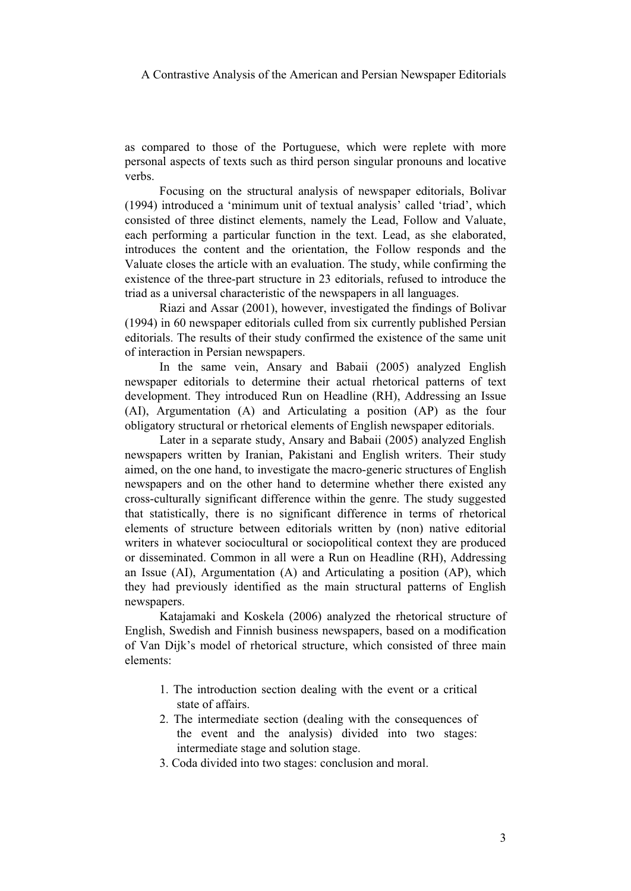as compared to those of the Portuguese, which were replete with more personal aspects of texts such as third person singular pronouns and locative verbs.

Focusing on the structural analysis of newspaper editorials, Bolivar (1994) introduced a 'minimum unit of textual analysis' called 'triad', which consisted of three distinct elements, namely the Lead, Follow and Valuate, each performing a particular function in the text. Lead, as she elaborated, introduces the content and the orientation, the Follow responds and the Valuate closes the article with an evaluation. The study, while confirming the existence of the three-part structure in 23 editorials, refused to introduce the triad as a universal characteristic of the newspapers in all languages.

Riazi and Assar (2001), however, investigated the findings of Bolivar (1994) in 60 newspaper editorials culled from six currently published Persian editorials. The results of their study confirmed the existence of the same unit of interaction in Persian newspapers.

In the same vein, Ansary and Babaii (2005) analyzed English newspaper editorials to determine their actual rhetorical patterns of text development. They introduced Run on Headline (RH), Addressing an Issue (AI), Argumentation (A) and Articulating a position (AP) as the four obligatory structural or rhetorical elements of English newspaper editorials.

Later in a separate study, Ansary and Babaii (2005) analyzed English newspapers written by Iranian, Pakistani and English writers. Their study aimed, on the one hand, to investigate the macro-generic structures of English newspapers and on the other hand to determine whether there existed any cross-culturally significant difference within the genre. The study suggested that statistically, there is no significant difference in terms of rhetorical elements of structure between editorials written by (non) native editorial writers in whatever sociocultural or sociopolitical context they are produced or disseminated. Common in all were a Run on Headline (RH), Addressing an Issue (AI), Argumentation (A) and Articulating a position (AP), which they had previously identified as the main structural patterns of English newspapers.

Katajamaki and Koskela (2006) analyzed the rhetorical structure of English, Swedish and Finnish business newspapers, based on a modification of Van Dijk's model of rhetorical structure, which consisted of three main elements:

1. The introduction section dealing with the event or a critical state of affairs.
2. The intermediate section (dealing with the consequences of the event and the analysis) divided into two stages: intermediate stage and solution stage.
3. Coda divided into two stages: conclusion and moral.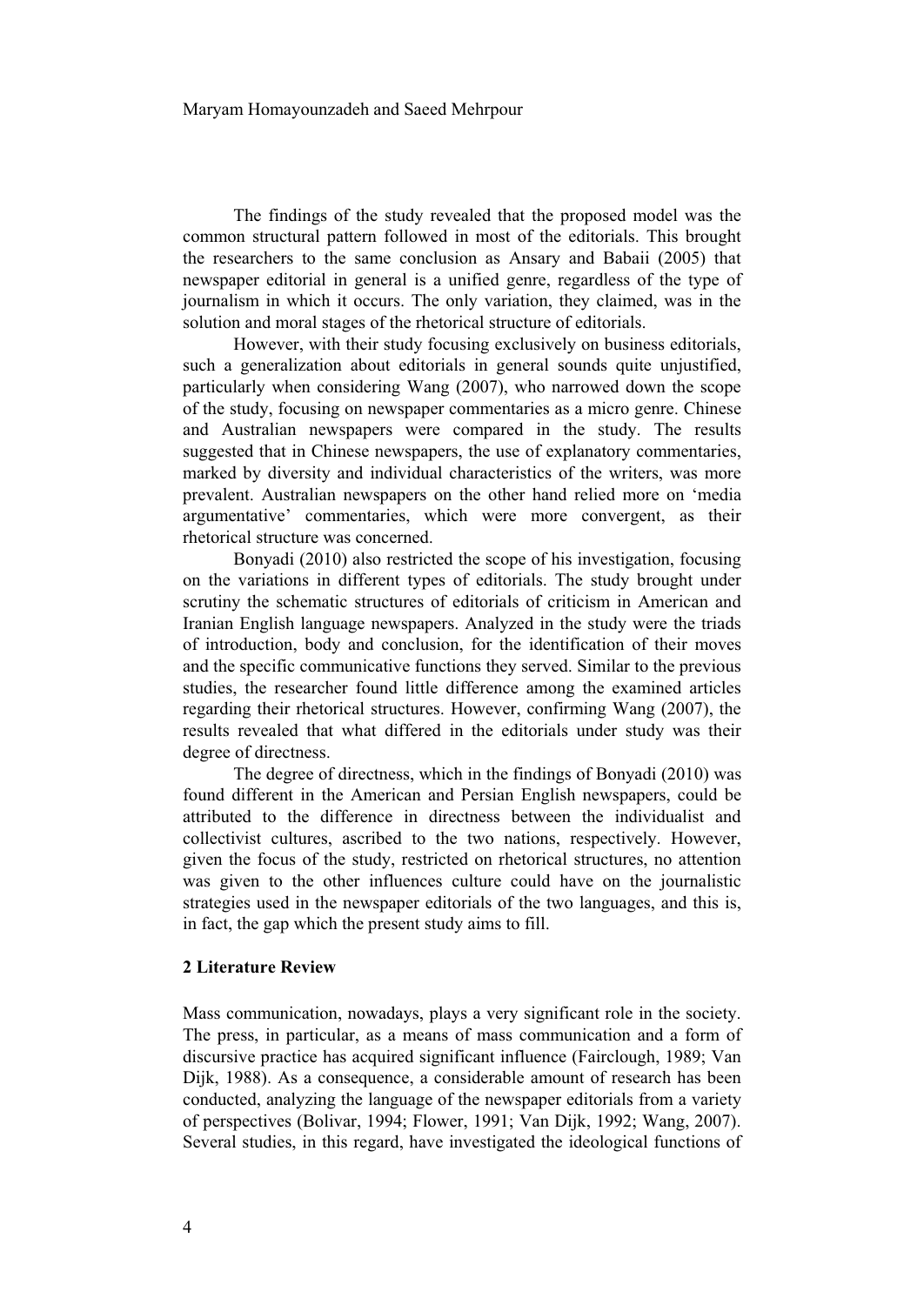The findings of the study revealed that the proposed model was the common structural pattern followed in most of the editorials. This brought the researchers to the same conclusion as Ansary and Babaii (2005) that newspaper editorial in general is a unified genre, regardless of the type of journalism in which it occurs. The only variation, they claimed, was in the solution and moral stages of the rhetorical structure of editorials.

However, with their study focusing exclusively on business editorials, such a generalization about editorials in general sounds quite unjustified, particularly when considering Wang (2007), who narrowed down the scope of the study, focusing on newspaper commentaries as a micro genre. Chinese and Australian newspapers were compared in the study. The results suggested that in Chinese newspapers, the use of explanatory commentaries, marked by diversity and individual characteristics of the writers, was more prevalent. Australian newspapers on the other hand relied more on 'media argumentative' commentaries, which were more convergent, as their rhetorical structure was concerned.

Bonyadi (2010) also restricted the scope of his investigation, focusing on the variations in different types of editorials. The study brought under scrutiny the schematic structures of editorials of criticism in American and Iranian English language newspapers. Analyzed in the study were the triads of introduction, body and conclusion, for the identification of their moves and the specific communicative functions they served. Similar to the previous studies, the researcher found little difference among the examined articles regarding their rhetorical structures. However, confirming Wang (2007), the results revealed that what differed in the editorials under study was their degree of directness.

The degree of directness, which in the findings of Bonyadi (2010) was found different in the American and Persian English newspapers, could be attributed to the difference in directness between the individualist and collectivist cultures, ascribed to the two nations, respectively. However, given the focus of the study, restricted on rhetorical structures, no attention was given to the other influences culture could have on the journalistic strategies used in the newspaper editorials of the two languages, and this is, in fact, the gap which the present study aims to fill.

## 2 Literature Review

Mass communication, nowadays, plays a very significant role in the society. The press, in particular, as a means of mass communication and a form of discursive practice has acquired significant influence (Fairclough, 1989; Van Dijk, 1988). As a consequence, a considerable amount of research has been conducted, analyzing the language of the newspaper editorials from a variety of perspectives (Bolivar, 1994; Flower, 1991; Van Dijk, 1992; Wang, 2007). Several studies, in this regard, have investigated the ideological functions of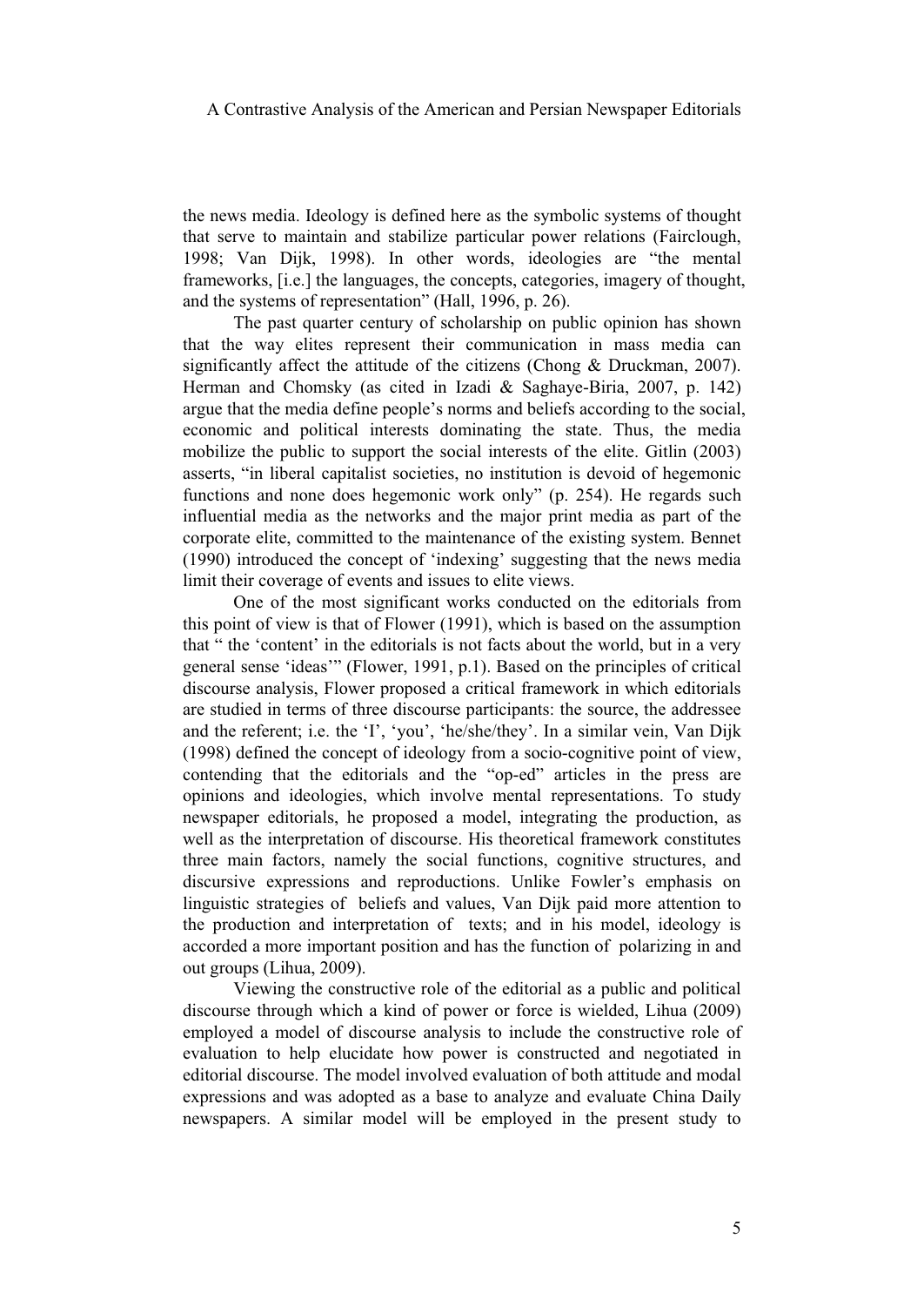the news media. Ideology is defined here as the symbolic systems of thought that serve to maintain and stabilize particular power relations (Fairclough, 1998; Van Dijk, 1998). In other words, ideologies are "the mental frameworks, [i.e.] the languages, the concepts, categories, imagery of thought, and the systems of representation" (Hall, 1996, p. 26).

The past quarter century of scholarship on public opinion has shown that the way elites represent their communication in mass media can significantly affect the attitude of the citizens (Chong & Druckman, 2007). Herman and Chomsky (as cited in Izadi & Saghaye-Biria, 2007, p. 142) argue that the media define people's norms and beliefs according to the social, economic and political interests dominating the state. Thus, the media mobilize the public to support the social interests of the elite. Gitlin (2003) asserts, "in liberal capitalist societies, no institution is devoid of hegemonic functions and none does hegemonic work only" (p. 254). He regards such influential media as the networks and the major print media as part of the corporate elite, committed to the maintenance of the existing system. Bennet (1990) introduced the concept of 'indexing' suggesting that the news media limit their coverage of events and issues to elite views.

One of the most significant works conducted on the editorials from this point of view is that of Flower (1991), which is based on the assumption that " the 'content' in the editorials is not facts about the world, but in a very general sense 'ideas'" (Flower, 1991, p.1). Based on the principles of critical discourse analysis, Flower proposed a critical framework in which editorials are studied in terms of three discourse participants: the source, the addressee and the referent; i.e. the 'I', 'you', 'he/she/they'. In a similar vein, Van Dijk (1998) defined the concept of ideology from a socio-cognitive point of view, contending that the editorials and the "op-ed" articles in the press are opinions and ideologies, which involve mental representations. To study newspaper editorials, he proposed a model, integrating the production, as well as the interpretation of discourse. His theoretical framework constitutes three main factors, namely the social functions, cognitive structures, and discursive expressions and reproductions. Unlike Fowler's emphasis on linguistic strategies of beliefs and values, Van Dijk paid more attention to the production and interpretation of texts; and in his model, ideology is accorded a more important position and has the function of polarizing in and out groups (Lihua, 2009).

Viewing the constructive role of the editorial as a public and political discourse through which a kind of power or force is wielded, Lihua (2009) employed a model of discourse analysis to include the constructive role of evaluation to help elucidate how power is constructed and negotiated in editorial discourse. The model involved evaluation of both attitude and modal expressions and was adopted as a base to analyze and evaluate China Daily newspapers. A similar model will be employed in the present study to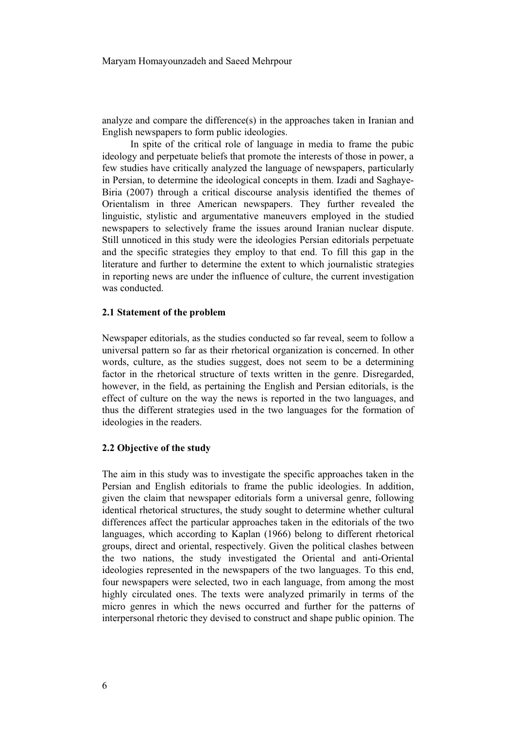analyze and compare the difference(s) in the approaches taken in Iranian and English newspapers to form public ideologies.

In spite of the critical role of language in media to frame the pubic ideology and perpetuate beliefs that promote the interests of those in power, a few studies have critically analyzed the language of newspapers, particularly in Persian, to determine the ideological concepts in them. Izadi and Saghaye-Biria (2007) through a critical discourse analysis identified the themes of Orientalism in three American newspapers. They further revealed the linguistic, stylistic and argumentative maneuvers employed in the studied newspapers to selectively frame the issues around Iranian nuclear dispute. Still unnoticed in this study were the ideologies Persian editorials perpetuate and the specific strategies they employ to that end. To fill this gap in the literature and further to determine the extent to which journalistic strategies in reporting news are under the influence of culture, the current investigation was conducted.

### 2.1 Statement of the problem

Newspaper editorials, as the studies conducted so far reveal, seem to follow a universal pattern so far as their rhetorical organization is concerned. In other words, culture, as the studies suggest, does not seem to be a determining factor in the rhetorical structure of texts written in the genre. Disregarded, however, in the field, as pertaining the English and Persian editorials, is the effect of culture on the way the news is reported in the two languages, and thus the different strategies used in the two languages for the formation of ideologies in the readers.

### 2.2 Objective of the study

The aim in this study was to investigate the specific approaches taken in the Persian and English editorials to frame the public ideologies. In addition, given the claim that newspaper editorials form a universal genre, following identical rhetorical structures, the study sought to determine whether cultural differences affect the particular approaches taken in the editorials of the two languages, which according to Kaplan (1966) belong to different rhetorical groups, direct and oriental, respectively. Given the political clashes between the two nations, the study investigated the Oriental and anti-Oriental ideologies represented in the newspapers of the two languages. To this end, four newspapers were selected, two in each language, from among the most highly circulated ones. The texts were analyzed primarily in terms of the micro genres in which the news occurred and further for the patterns of interpersonal rhetoric they devised to construct and shape public opinion. The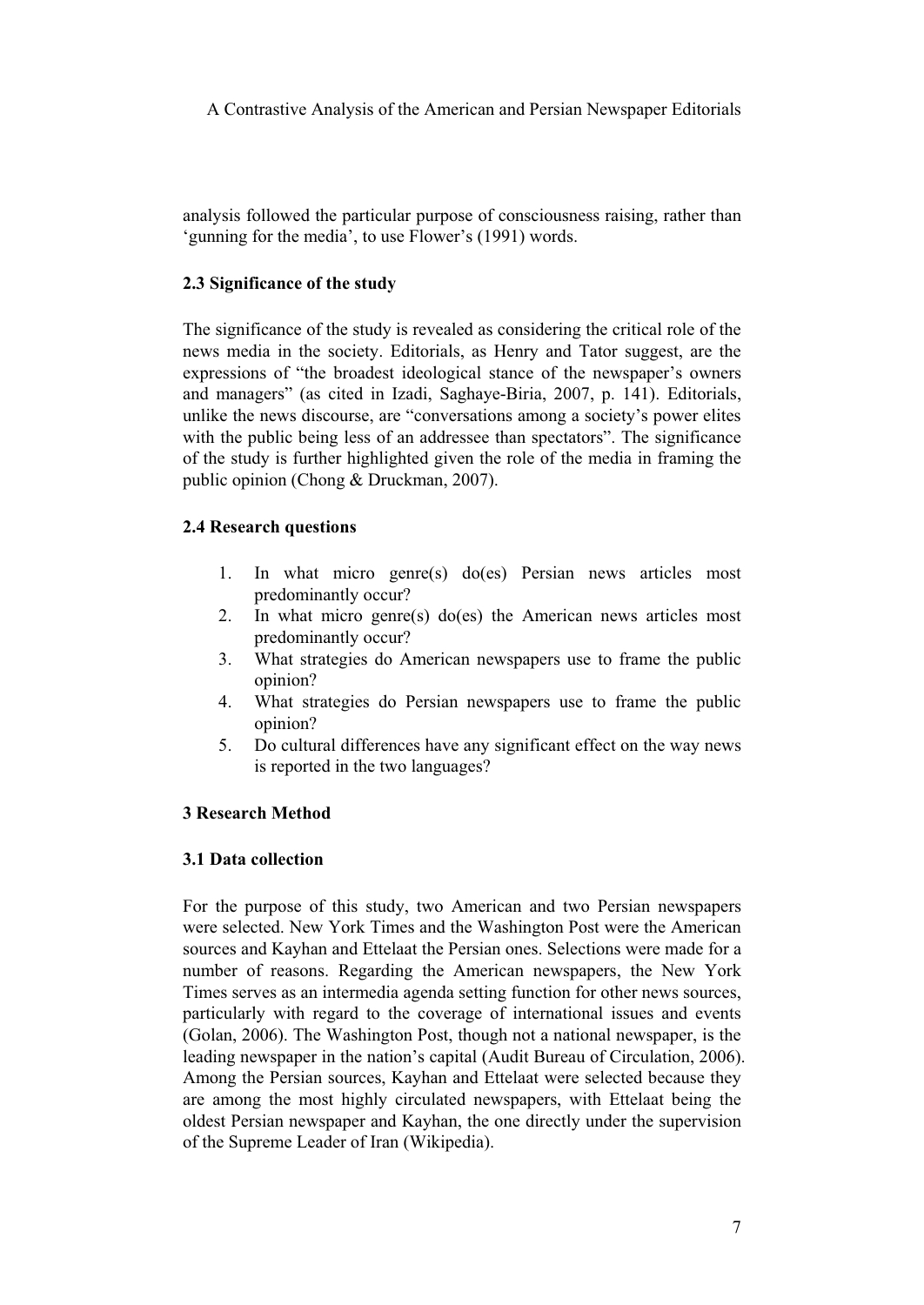analysis followed the particular purpose of consciousness raising, rather than 'gunning for the media', to use Flower's (1991) words.

### 2.3 Significance of the study

The significance of the study is revealed as considering the critical role of the news media in the society. Editorials, as Henry and Tator suggest, are the expressions of "the broadest ideological stance of the newspaper's owners and managers" (as cited in Izadi, Saghaye-Biria, 2007, p. 141). Editorials, unlike the news discourse, are "conversations among a society's power elites with the public being less of an addressee than spectators". The significance of the study is further highlighted given the role of the media in framing the public opinion (Chong & Druckman, 2007).

### 2.4 Research questions

1. In what micro genre(s) do(es) Persian news articles most predominantly occur?
2. In what micro genre(s) do(es) the American news articles most predominantly occur?
3. What strategies do American newspapers use to frame the public opinion?
4. What strategies do Persian newspapers use to frame the public opinion?
5. Do cultural differences have any significant effect on the way news is reported in the two languages?

## 3 Research Method

### 3.1 Data collection

For the purpose of this study, two American and two Persian newspapers were selected. New York Times and the Washington Post were the American sources and Kayhan and Ettelaat the Persian ones. Selections were made for a number of reasons. Regarding the American newspapers, the New York Times serves as an intermedia agenda setting function for other news sources, particularly with regard to the coverage of international issues and events (Golan, 2006). The Washington Post, though not a national newspaper, is the leading newspaper in the nation's capital (Audit Bureau of Circulation, 2006). Among the Persian sources, Kayhan and Ettelaat were selected because they are among the most highly circulated newspapers, with Ettelaat being the oldest Persian newspaper and Kayhan, the one directly under the supervision of the Supreme Leader of Iran (Wikipedia).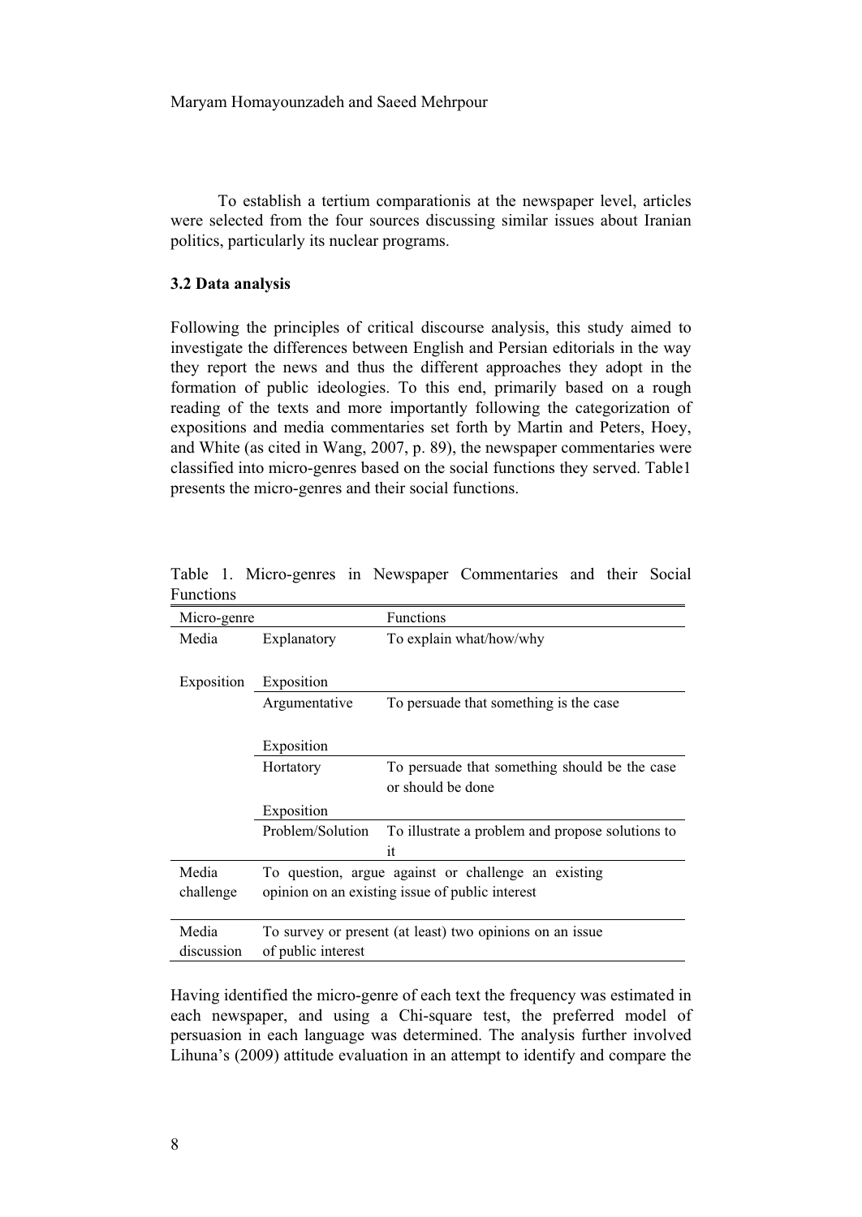To establish a tertium comparationis at the newspaper level, articles were selected from the four sources discussing similar issues about Iranian politics, particularly its nuclear programs.

### 3.2 Data analysis

Following the principles of critical discourse analysis, this study aimed to investigate the differences between English and Persian editorials in the way they report the news and thus the different approaches they adopt in the formation of public ideologies. To this end, primarily based on a rough reading of the texts and more importantly following the categorization of expositions and media commentaries set forth by Martin and Peters, Hoey, and White (as cited in Wang, 2007, p. 89), the newspaper commentaries were classified into micro-genres based on the social functions they served. Table1 presents the micro-genres and their social functions.

Table 1. Micro-genres in Newspaper Commentaries and their Social Functions

| Micro-genre | | Functions |
|---|---|---|
| Media Exposition | Explanatory Exposition | To explain what/how/why |
| | Argumentative Exposition | To persuade that something is the case |
| | Hortatory Exposition | To persuade that something should be the case or should be done |
| | Problem/Solution | To illustrate a problem and propose solutions to it |
| Media challenge | To question, argue against or challenge an existing opinion on an existing issue of public interest | |
| Media discussion | To survey or present (at least) two opinions on an issue of public interest | |

Having identified the micro-genre of each text the frequency was estimated in each newspaper, and using a Chi-square test, the preferred model of persuasion in each language was determined. The analysis further involved Lihuna's (2009) attitude evaluation in an attempt to identify and compare the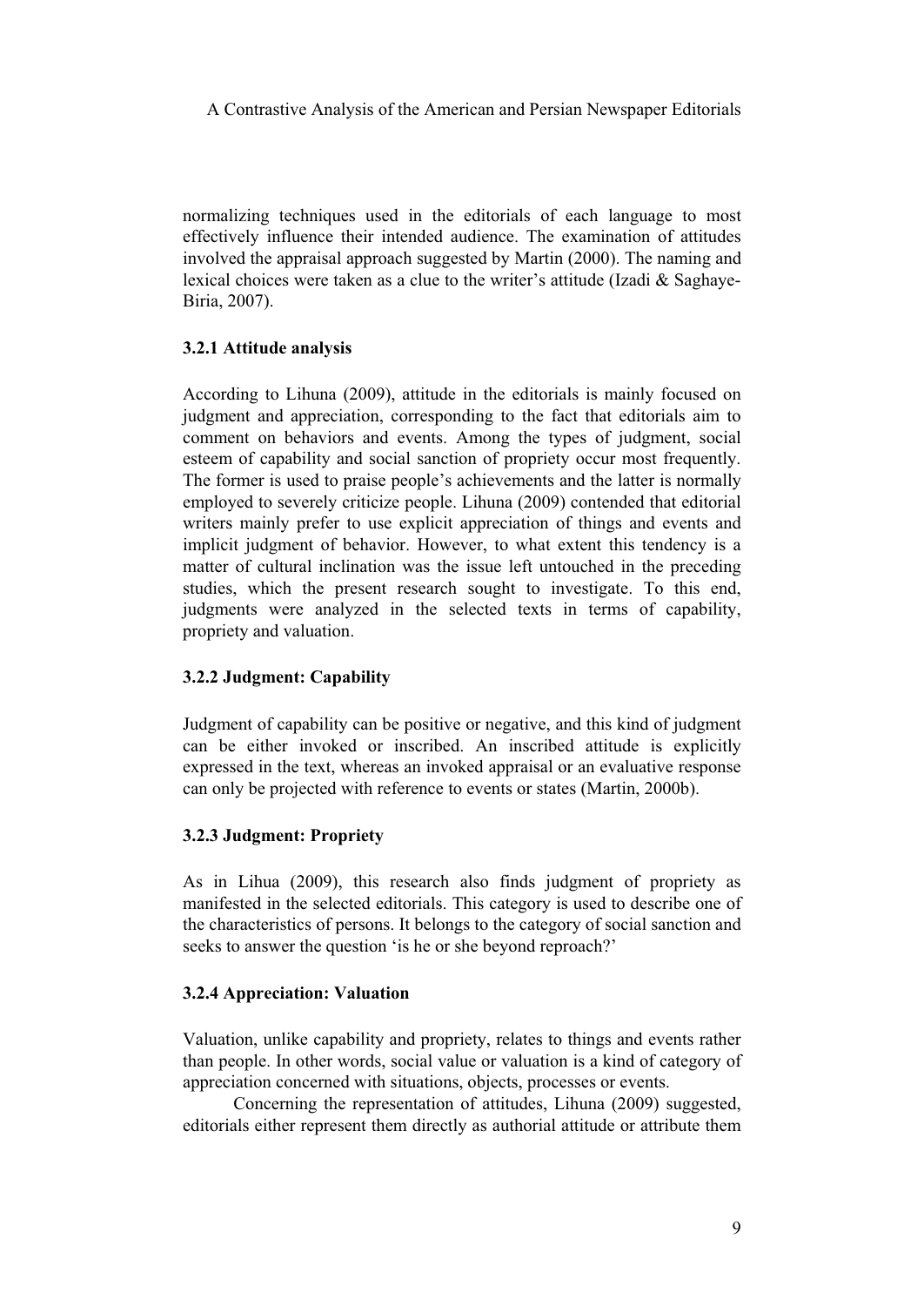normalizing techniques used in the editorials of each language to most effectively influence their intended audience. The examination of attitudes involved the appraisal approach suggested by Martin (2000). The naming and lexical choices were taken as a clue to the writer's attitude (Izadi & Saghaye-Biria, 2007).

### 3.2.1 Attitude analysis

According to Lihuna (2009), attitude in the editorials is mainly focused on judgment and appreciation, corresponding to the fact that editorials aim to comment on behaviors and events. Among the types of judgment, social esteem of capability and social sanction of propriety occur most frequently. The former is used to praise people's achievements and the latter is normally employed to severely criticize people. Lihuna (2009) contended that editorial writers mainly prefer to use explicit appreciation of things and events and implicit judgment of behavior. However, to what extent this tendency is a matter of cultural inclination was the issue left untouched in the preceding studies, which the present research sought to investigate. To this end, judgments were analyzed in the selected texts in terms of capability, propriety and valuation.

### 3.2.2 Judgment: Capability

Judgment of capability can be positive or negative, and this kind of judgment can be either invoked or inscribed. An inscribed attitude is explicitly expressed in the text, whereas an invoked appraisal or an evaluative response can only be projected with reference to events or states (Martin, 2000b).

### 3.2.3 Judgment: Propriety

As in Lihua (2009), this research also finds judgment of propriety as manifested in the selected editorials. This category is used to describe one of the characteristics of persons. It belongs to the category of social sanction and seeks to answer the question 'is he or she beyond reproach?'

### 3.2.4 Appreciation: Valuation

Valuation, unlike capability and propriety, relates to things and events rather than people. In other words, social value or valuation is a kind of category of appreciation concerned with situations, objects, processes or events.

Concerning the representation of attitudes, Lihuna (2009) suggested, editorials either represent them directly as authorial attitude or attribute them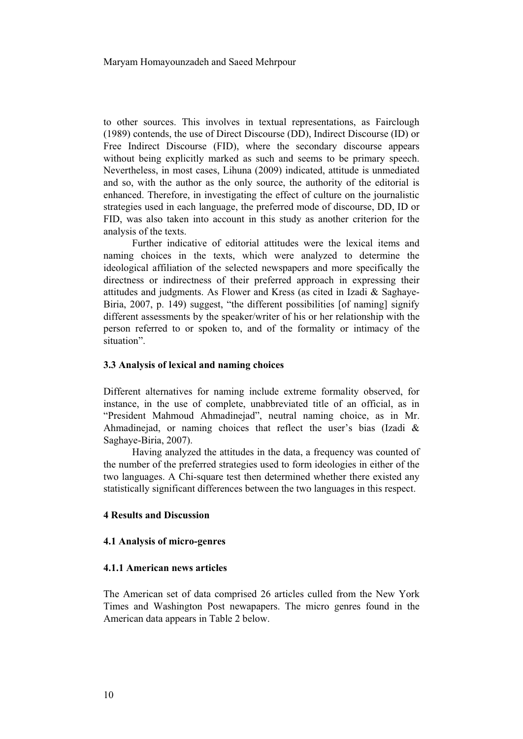to other sources. This involves in textual representations, as Fairclough (1989) contends, the use of Direct Discourse (DD), Indirect Discourse (ID) or Free Indirect Discourse (FID), where the secondary discourse appears without being explicitly marked as such and seems to be primary speech. Nevertheless, in most cases, Lihuna (2009) indicated, attitude is unmediated and so, with the author as the only source, the authority of the editorial is enhanced. Therefore, in investigating the effect of culture on the journalistic strategies used in each language, the preferred mode of discourse, DD, ID or FID, was also taken into account in this study as another criterion for the analysis of the texts.

Further indicative of editorial attitudes were the lexical items and naming choices in the texts, which were analyzed to determine the ideological affiliation of the selected newspapers and more specifically the directness or indirectness of their preferred approach in expressing their attitudes and judgments. As Flower and Kress (as cited in Izadi & Saghaye-Biria, 2007, p. 149) suggest, "the different possibilities [of naming] signify different assessments by the speaker/writer of his or her relationship with the person referred to or spoken to, and of the formality or intimacy of the situation".

### 3.3 Analysis of lexical and naming choices

Different alternatives for naming include extreme formality observed, for instance, in the use of complete, unabbreviated title of an official, as in "President Mahmoud Ahmadinejad", neutral naming choice, as in Mr. Ahmadinejad, or naming choices that reflect the user's bias (Izadi & Saghaye-Biria, 2007).

Having analyzed the attitudes in the data, a frequency was counted of the number of the preferred strategies used to form ideologies in either of the two languages. A Chi-square test then determined whether there existed any statistically significant differences between the two languages in this respect.

## 4 Results and Discussion

### 4.1 Analysis of micro-genres

#### 4.1.1 American news articles

The American set of data comprised 26 articles culled from the New York Times and Washington Post newapapers. The micro genres found in the American data appears in Table 2 below.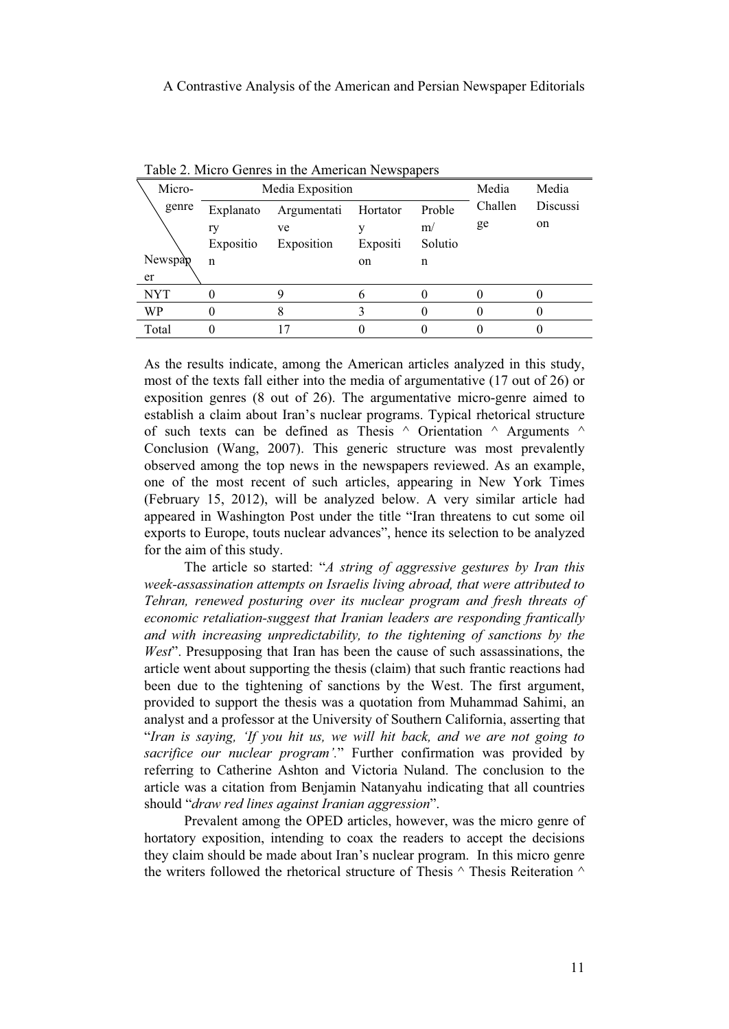Table 2. Micro Genres in the American Newspapers

| Micro-genre / Newspaper | Media Exposition | | | | Media Challenge | Media Discussion |
|---|---|---|---|---|---|---|
| | Explanatory Exposition | Argumentative Exposition | Hortatory Exposition | Problem/ Solution | | |
| NYT | 0 | 9 | 6 | 0 | 0 | 0 |
| WP | 0 | 8 | 3 | 0 | 0 | 0 |
| Total | 0 | 17 | 0 | 0 | 0 | 0 |

As the results indicate, among the American articles analyzed in this study, most of the texts fall either into the media of argumentative (17 out of 26) or exposition genres (8 out of 26). The argumentative micro-genre aimed to establish a claim about Iran's nuclear programs. Typical rhetorical structure of such texts can be defined as Thesis ^ Orientation ^ Arguments ^ Conclusion (Wang, 2007). This generic structure was most prevalently observed among the top news in the newspapers reviewed. As an example, one of the most recent of such articles, appearing in New York Times (February 15, 2012), will be analyzed below. A very similar article had appeared in Washington Post under the title "Iran threatens to cut some oil exports to Europe, touts nuclear advances", hence its selection to be analyzed for the aim of this study.

The article so started: "*A string of aggressive gestures by Iran this week-assassination attempts on Israelis living abroad, that were attributed to Tehran, renewed posturing over its nuclear program and fresh threats of economic retaliation-suggest that Iranian leaders are responding frantically and with increasing unpredictability, to the tightening of sanctions by the West*". Presupposing that Iran has been the cause of such assassinations, the article went about supporting the thesis (claim) that such frantic reactions had been due to the tightening of sanctions by the West. The first argument, provided to support the thesis was a quotation from Muhammad Sahimi, an analyst and a professor at the University of Southern California, asserting that "*Iran is saying, 'If you hit us, we will hit back, and we are not going to sacrifice our nuclear program'.*" Further confirmation was provided by referring to Catherine Ashton and Victoria Nuland. The conclusion to the article was a citation from Benjamin Natanyahu indicating that all countries should "*draw red lines against Iranian aggression*".

Prevalent among the OPED articles, however, was the micro genre of hortatory exposition, intending to coax the readers to accept the decisions they claim should be made about Iran's nuclear program. In this micro genre the writers followed the rhetorical structure of Thesis ^ Thesis Reiteration ^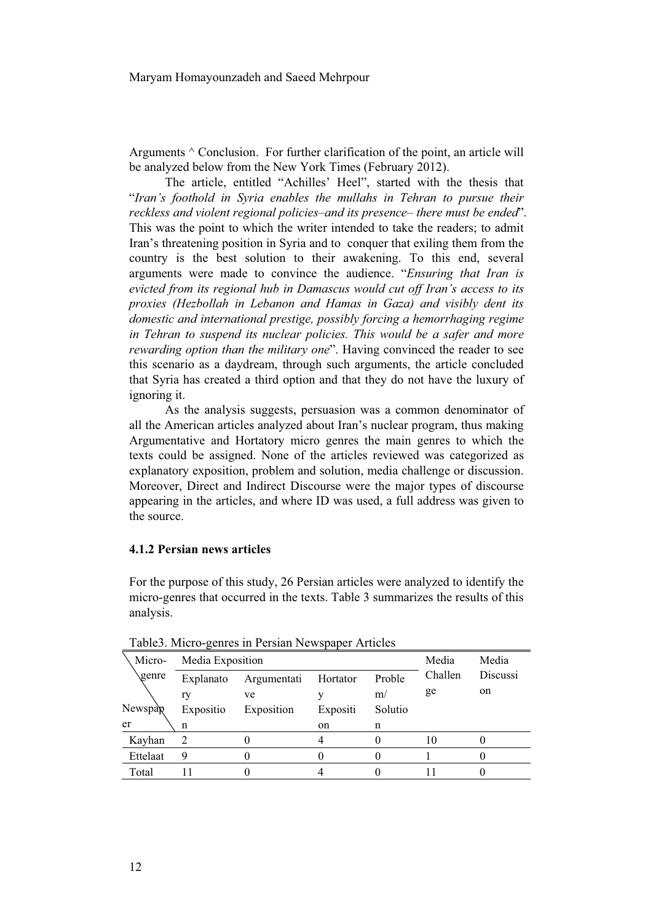Arguments ^ Conclusion. For further clarification of the point, an article will be analyzed below from the New York Times (February 2012).

The article, entitled "Achilles' Heel", started with the thesis that "*Iran's foothold in Syria enables the mullahs in Tehran to pursue their reckless and violent regional policies–and its presence– there must be ended*". This was the point to which the writer intended to take the readers; to admit Iran's threatening position in Syria and to conquer that exiling them from the country is the best solution to their awakening. To this end, several arguments were made to convince the audience. "*Ensuring that Iran is evicted from its regional hub in Damascus would cut off Iran's access to its proxies (Hezbollah in Lebanon and Hamas in Gaza) and visibly dent its domestic and international prestige, possibly forcing a hemorrhaging regime in Tehran to suspend its nuclear policies. This would be a safer and more rewarding option than the military one*". Having convinced the reader to see this scenario as a daydream, through such arguments, the article concluded that Syria has created a third option and that they do not have the luxury of ignoring it.

As the analysis suggests, persuasion was a common denominator of all the American articles analyzed about Iran's nuclear program, thus making Argumentative and Hortatory micro genres the main genres to which the texts could be assigned. None of the articles reviewed was categorized as explanatory exposition, problem and solution, media challenge or discussion. Moreover, Direct and Indirect Discourse were the major types of discourse appearing in the articles, and where ID was used, a full address was given to the source.

### 4.1.2 Persian news articles

For the purpose of this study, 26 Persian articles were analyzed to identify the micro-genres that occurred in the texts. Table 3 summarizes the results of this analysis.

Table3. Micro-genres in Persian Newspaper Articles

| Micro-genre / Newspaper | Media Exposition | | | | Media Challenge | Media Discussion |
|---|---|---|---|---|---|---|
| | Explanatory Exposition | Argumentative Exposition | Hortatory Exposition | Problem/ Solution | | |
| Kayhan | 2 | 0 | 4 | 0 | 10 | 0 |
| Ettelaat | 9 | 0 | 0 | 0 | 1 | 0 |
| Total | 11 | 0 | 4 | 0 | 11 | 0 |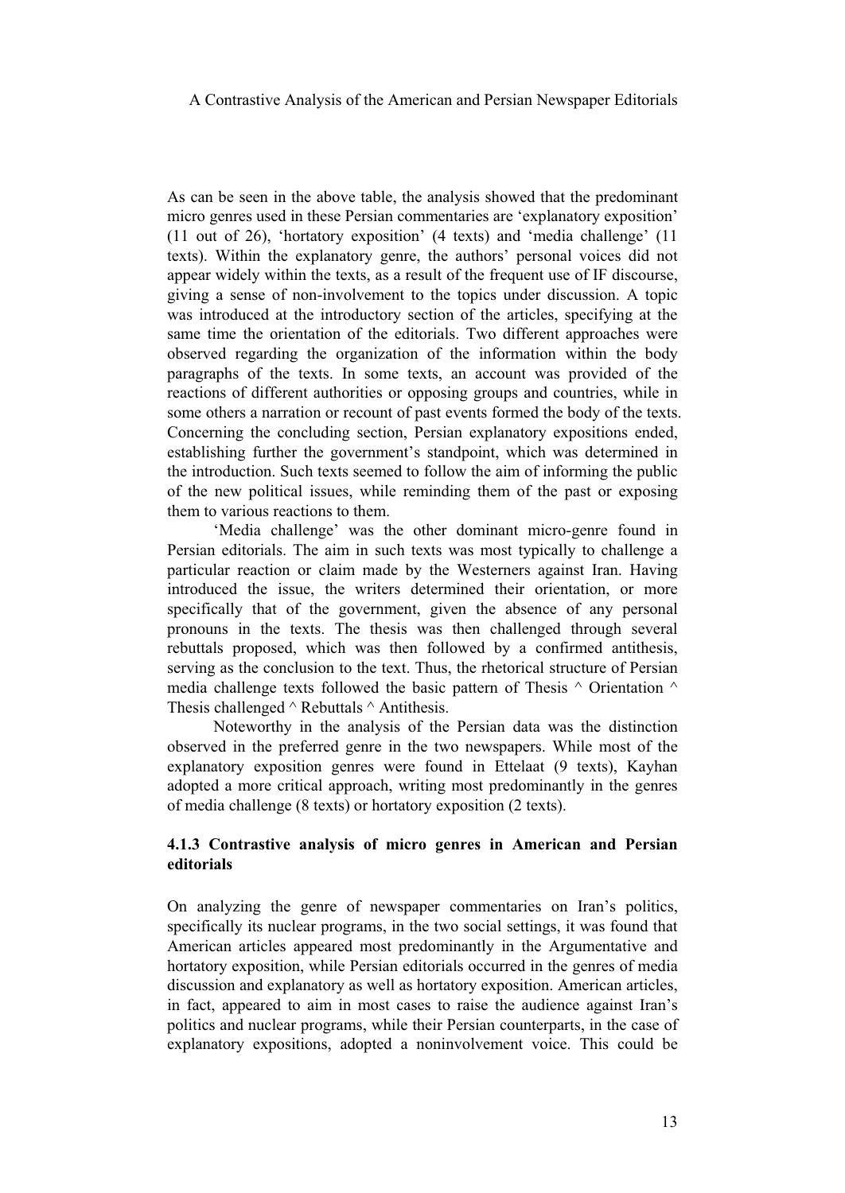As can be seen in the above table, the analysis showed that the predominant micro genres used in these Persian commentaries are 'explanatory exposition' (11 out of 26), 'hortatory exposition' (4 texts) and 'media challenge' (11 texts). Within the explanatory genre, the authors' personal voices did not appear widely within the texts, as a result of the frequent use of IF discourse, giving a sense of non-involvement to the topics under discussion. A topic was introduced at the introductory section of the articles, specifying at the same time the orientation of the editorials. Two different approaches were observed regarding the organization of the information within the body paragraphs of the texts. In some texts, an account was provided of the reactions of different authorities or opposing groups and countries, while in some others a narration or recount of past events formed the body of the texts. Concerning the concluding section, Persian explanatory expositions ended, establishing further the government's standpoint, which was determined in the introduction. Such texts seemed to follow the aim of informing the public of the new political issues, while reminding them of the past or exposing them to various reactions to them.

'Media challenge' was the other dominant micro-genre found in Persian editorials. The aim in such texts was most typically to challenge a particular reaction or claim made by the Westerners against Iran. Having introduced the issue, the writers determined their orientation, or more specifically that of the government, given the absence of any personal pronouns in the texts. The thesis was then challenged through several rebuttals proposed, which was then followed by a confirmed antithesis, serving as the conclusion to the text. Thus, the rhetorical structure of Persian media challenge texts followed the basic pattern of Thesis ^ Orientation ^ Thesis challenged ^ Rebuttals ^ Antithesis.

Noteworthy in the analysis of the Persian data was the distinction observed in the preferred genre in the two newspapers. While most of the explanatory exposition genres were found in Ettelaat (9 texts), Kayhan adopted a more critical approach, writing most predominantly in the genres of media challenge (8 texts) or hortatory exposition (2 texts).

### 4.1.3 Contrastive analysis of micro genres in American and Persian editorials

On analyzing the genre of newspaper commentaries on Iran's politics, specifically its nuclear programs, in the two social settings, it was found that American articles appeared most predominantly in the Argumentative and hortatory exposition, while Persian editorials occurred in the genres of media discussion and explanatory as well as hortatory exposition. American articles, in fact, appeared to aim in most cases to raise the audience against Iran's politics and nuclear programs, while their Persian counterparts, in the case of explanatory expositions, adopted a noninvolvement voice. This could be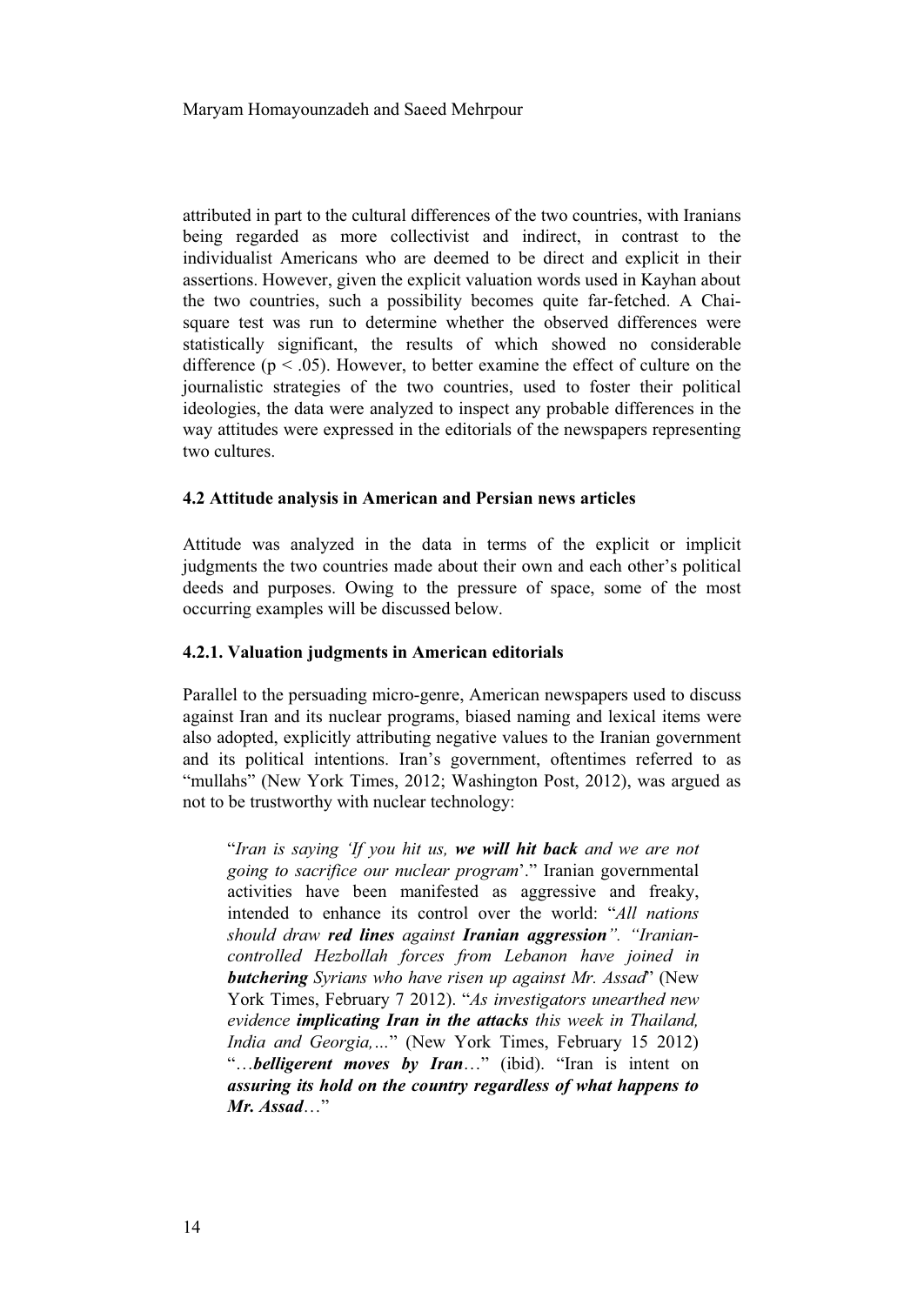attributed in part to the cultural differences of the two countries, with Iranians being regarded as more collectivist and indirect, in contrast to the individualist Americans who are deemed to be direct and explicit in their assertions. However, given the explicit valuation words used in Kayhan about the two countries, such a possibility becomes quite far-fetched. A Chai-square test was run to determine whether the observed differences were statistically significant, the results of which showed no considerable difference ($p < .05$). However, to better examine the effect of culture on the journalistic strategies of the two countries, used to foster their political ideologies, the data were analyzed to inspect any probable differences in the way attitudes were expressed in the editorials of the newspapers representing two cultures.

### 4.2 Attitude analysis in American and Persian news articles

Attitude was analyzed in the data in terms of the explicit or implicit judgments the two countries made about their own and each other's political deeds and purposes. Owing to the pressure of space, some of the most occurring examples will be discussed below.

#### 4.2.1. Valuation judgments in American editorials

Parallel to the persuading micro-genre, American newspapers used to discuss against Iran and its nuclear programs, biased naming and lexical items were also adopted, explicitly attributing negative values to the Iranian government and its political intentions. Iran's government, oftentimes referred to as "mullahs" (New York Times, 2012; Washington Post, 2012), was argued as not to be trustworthy with nuclear technology:

> "*Iran is saying 'If you hit us, **we will hit back** and we are not going to sacrifice our nuclear program*'." Iranian governmental activities have been manifested as aggressive and freaky, intended to enhance its control over the world: "*All nations should draw **red lines** against **Iranian aggression**". "Iranian-controlled Hezbollah forces from Lebanon have joined in **butchering** Syrians who have risen up against Mr. Assad*" (New York Times, February 7 2012). "*As investigators unearthed new evidence **implicating Iran in the attacks** this week in Thailand, India and Georgia,...*" (New York Times, February 15 2012) "*...**belligerent moves by Iran**...*" (ibid). "Iran is intent on ***assuring its hold on the country regardless of what happens to Mr. Assad***..."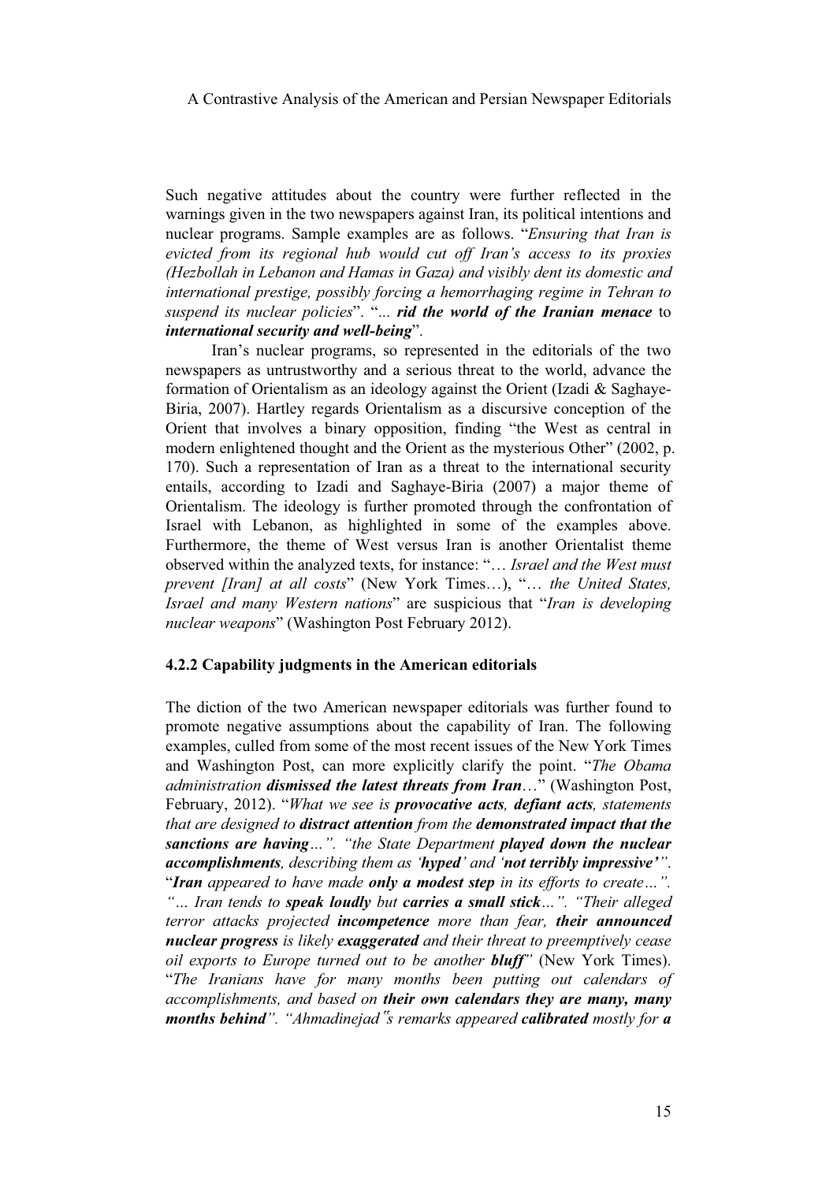Such negative attitudes about the country were further reflected in the warnings given in the two newspapers against Iran, its political intentions and nuclear programs. Sample examples are as follows. "*Ensuring that Iran is evicted from its regional hub would cut off Iran's access to its proxies (Hezbollah in Lebanon and Hamas in Gaza) and visibly dent its domestic and international prestige, possibly forcing a hemorrhaging regime in Tehran to suspend its nuclear policies*". "*... **rid the world of the Iranian menace*** to ***international security and well-being***".

Iran's nuclear programs, so represented in the editorials of the two newspapers as untrustworthy and a serious threat to the world, advance the formation of Orientalism as an ideology against the Orient (Izadi & Saghaye-Biria, 2007). Hartley regards Orientalism as a discursive conception of the Orient that involves a binary opposition, finding "the West as central in modern enlightened thought and the Orient as the mysterious Other" (2002, p. 170). Such a representation of Iran as a threat to the international security entails, according to Izadi and Saghaye-Biria (2007) a major theme of Orientalism. The ideology is further promoted through the confrontation of Israel with Lebanon, as highlighted in some of the examples above. Furthermore, the theme of West versus Iran is another Orientalist theme observed within the analyzed texts, for instance: "*… Israel and the West must prevent [Iran] at all costs*" (New York Times…), "*… the United States, Israel and many Western nations*" are suspicious that "*Iran is developing nuclear weapons*" (Washington Post February 2012).

### 4.2.2 Capability judgments in the American editorials

The diction of the two American newspaper editorials was further found to promote negative assumptions about the capability of Iran. The following examples, culled from some of the most recent issues of the New York Times and Washington Post, can more explicitly clarify the point. "*The Obama administration **dismissed the latest threats from Iran***…" (Washington Post, February, 2012). "*What we see is **provocative acts**, **defiant acts**, statements that are designed to **distract attention** from the **demonstrated impact that the sanctions are having**…". "the State Department **played down the nuclear accomplishments**, describing them as '**hyped**' and '**not terribly impressive**'*". "***Iran** appeared to have made **only a modest step** in its efforts to create…". "… Iran tends to **speak loudly** but **carries a small stick**…". "Their alleged terror attacks projected **incompetence** more than fear, **their announced nuclear progress** is likely **exaggerated** and their threat to preemptively cease oil exports to Europe turned out to be another **bluff**"* (New York Times). "*The Iranians have for many months been putting out calendars of accomplishments, and based on **their own calendars they are many, many months behind**". "Ahmadinejad"s remarks appeared **calibrated** mostly for **a***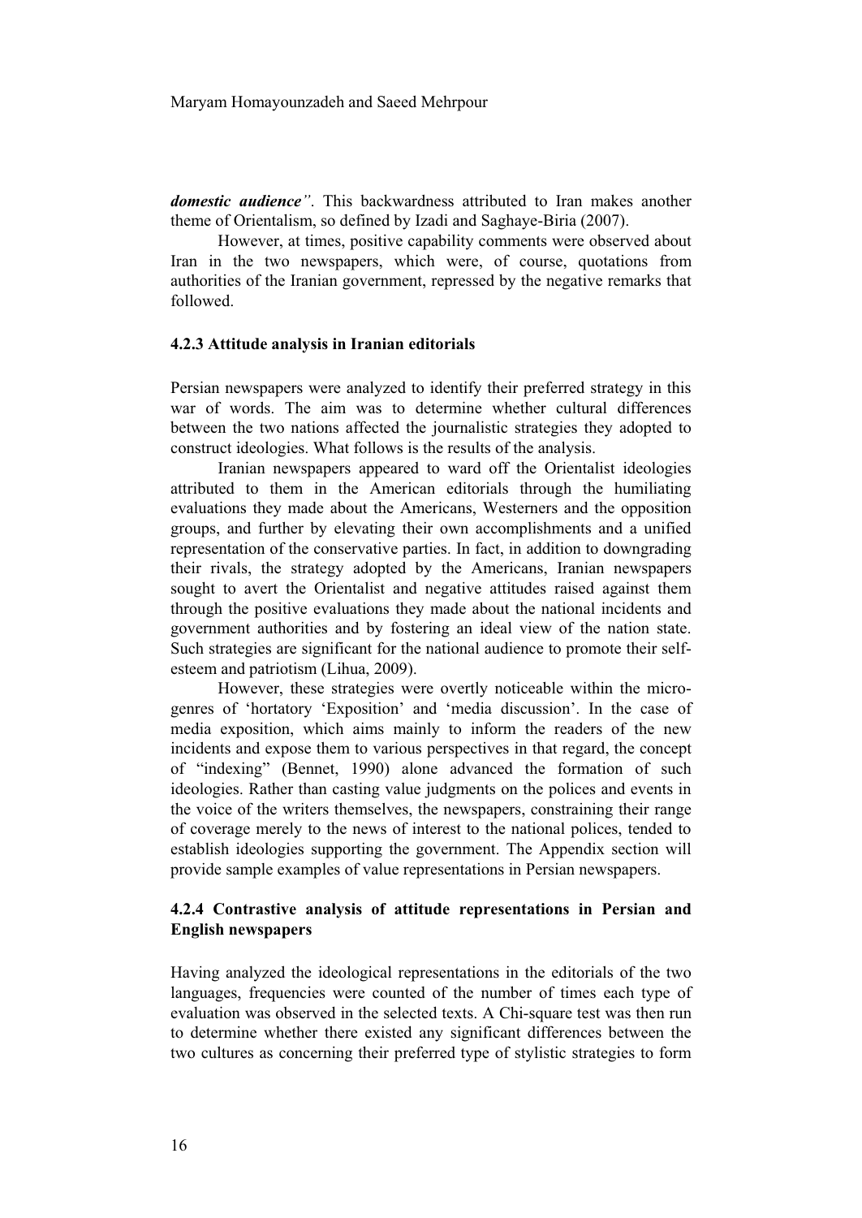***domestic audience***". This backwardness attributed to Iran makes another theme of Orientalism, so defined by Izadi and Saghaye-Biria (2007).

However, at times, positive capability comments were observed about Iran in the two newspapers, which were, of course, quotations from authorities of the Iranian government, repressed by the negative remarks that followed.

### 4.2.3 Attitude analysis in Iranian editorials

Persian newspapers were analyzed to identify their preferred strategy in this war of words. The aim was to determine whether cultural differences between the two nations affected the journalistic strategies they adopted to construct ideologies. What follows is the results of the analysis.

Iranian newspapers appeared to ward off the Orientalist ideologies attributed to them in the American editorials through the humiliating evaluations they made about the Americans, Westerners and the opposition groups, and further by elevating their own accomplishments and a unified representation of the conservative parties. In fact, in addition to downgrading their rivals, the strategy adopted by the Americans, Iranian newspapers sought to avert the Orientalist and negative attitudes raised against them through the positive evaluations they made about the national incidents and government authorities and by fostering an ideal view of the nation state. Such strategies are significant for the national audience to promote their self-esteem and patriotism (Lihua, 2009).

However, these strategies were overtly noticeable within the micro-genres of 'hortatory 'Exposition' and 'media discussion'. In the case of media exposition, which aims mainly to inform the readers of the new incidents and expose them to various perspectives in that regard, the concept of "indexing" (Bennet, 1990) alone advanced the formation of such ideologies. Rather than casting value judgments on the polices and events in the voice of the writers themselves, the newspapers, constraining their range of coverage merely to the news of interest to the national polices, tended to establish ideologies supporting the government. The Appendix section will provide sample examples of value representations in Persian newspapers.

### 4.2.4 Contrastive analysis of attitude representations in Persian and English newspapers

Having analyzed the ideological representations in the editorials of the two languages, frequencies were counted of the number of times each type of evaluation was observed in the selected texts. A Chi-square test was then run to determine whether there existed any significant differences between the two cultures as concerning their preferred type of stylistic strategies to form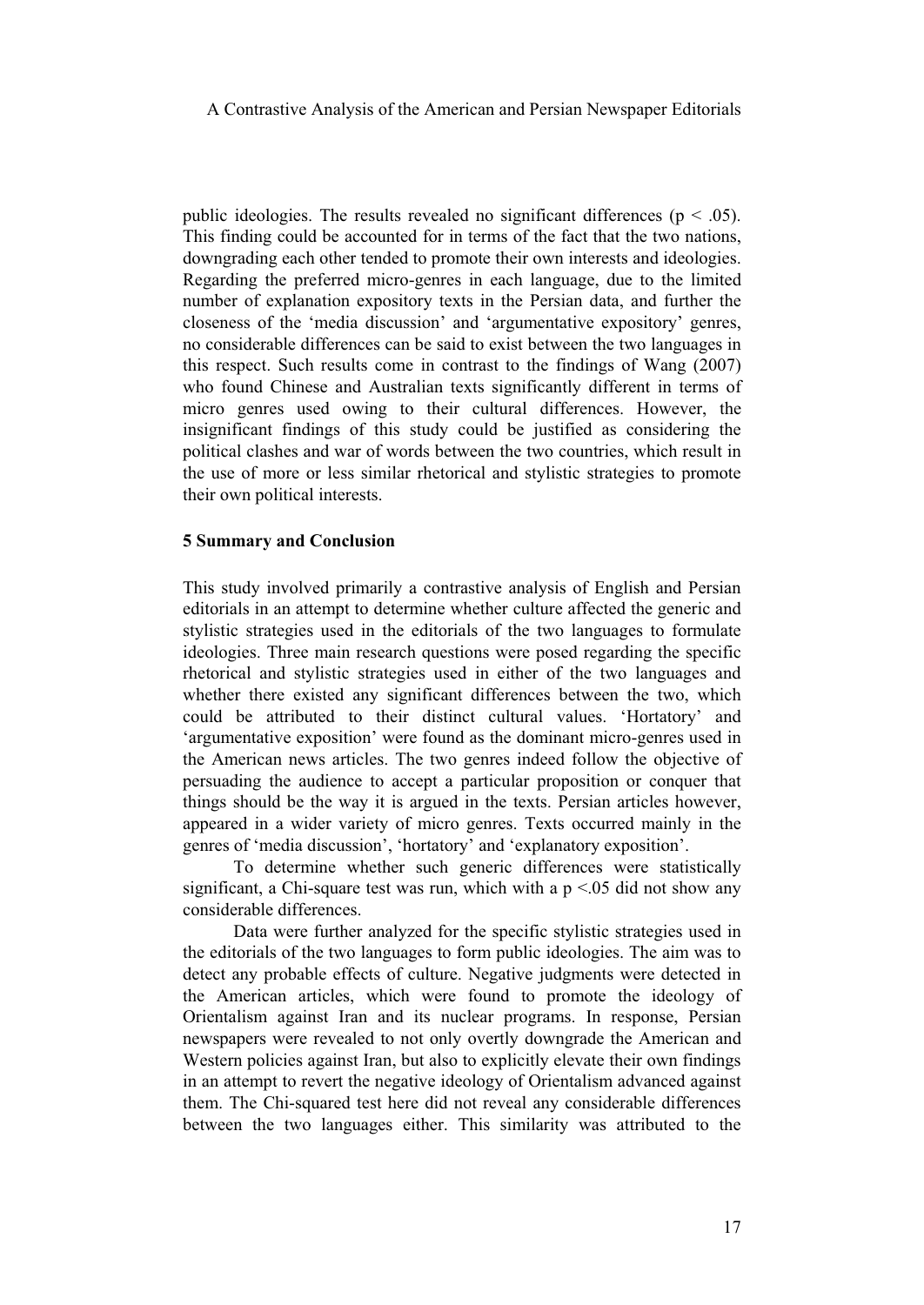public ideologies. The results revealed no significant differences ($p < .05$). This finding could be accounted for in terms of the fact that the two nations, downgrading each other tended to promote their own interests and ideologies. Regarding the preferred micro-genres in each language, due to the limited number of explanation expository texts in the Persian data, and further the closeness of the 'media discussion' and 'argumentative expository' genres, no considerable differences can be said to exist between the two languages in this respect. Such results come in contrast to the findings of Wang (2007) who found Chinese and Australian texts significantly different in terms of micro genres used owing to their cultural differences. However, the insignificant findings of this study could be justified as considering the political clashes and war of words between the two countries, which result in the use of more or less similar rhetorical and stylistic strategies to promote their own political interests.

## 5 Summary and Conclusion

This study involved primarily a contrastive analysis of English and Persian editorials in an attempt to determine whether culture affected the generic and stylistic strategies used in the editorials of the two languages to formulate ideologies. Three main research questions were posed regarding the specific rhetorical and stylistic strategies used in either of the two languages and whether there existed any significant differences between the two, which could be attributed to their distinct cultural values. 'Hortatory' and 'argumentative exposition' were found as the dominant micro-genres used in the American news articles. The two genres indeed follow the objective of persuading the audience to accept a particular proposition or conquer that things should be the way it is argued in the texts. Persian articles however, appeared in a wider variety of micro genres. Texts occurred mainly in the genres of 'media discussion', 'hortatory' and 'explanatory exposition'.

To determine whether such generic differences were statistically significant, a Chi-square test was run, which with a $p < .05$ did not show any considerable differences.

Data were further analyzed for the specific stylistic strategies used in the editorials of the two languages to form public ideologies. The aim was to detect any probable effects of culture. Negative judgments were detected in the American articles, which were found to promote the ideology of Orientalism against Iran and its nuclear programs. In response, Persian newspapers were revealed to not only overtly downgrade the American and Western policies against Iran, but also to explicitly elevate their own findings in an attempt to revert the negative ideology of Orientalism advanced against them. The Chi-squared test here did not reveal any considerable differences between the two languages either. This similarity was attributed to the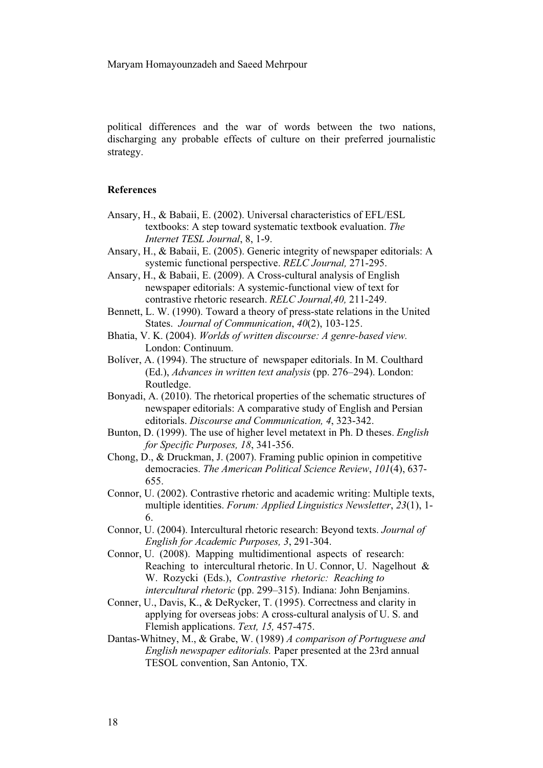political differences and the war of words between the two nations, discharging any probable effects of culture on their preferred journalistic strategy.

## References

Ansary, H., & Babaii, E. (2002). Universal characteristics of EFL/ESL textbooks: A step toward systematic textbook evaluation. *The Internet TESL Journal*, 8, 1-9.

Ansary, H., & Babaii, E. (2005). Generic integrity of newspaper editorials: A systemic functional perspective. *RELC Journal,* 271-295.

Ansary, H., & Babaii, E. (2009). A Cross-cultural analysis of English newspaper editorials: A systemic-functional view of text for contrastive rhetoric research. *RELC Journal,40,* 211-249.

Bennett, L. W. (1990). Toward a theory of press-state relations in the United States. *Journal of Communication*, *40*(2), 103-125.

Bhatia, V. K. (2004). *Worlds of written discourse: A genre-based view.* London: Continuum.

Bolíver, A. (1994). The structure of newspaper editorials. In M. Coulthard (Ed.), *Advances in written text analysis* (pp. 276–294). London: Routledge.

Bonyadi, A. (2010). The rhetorical properties of the schematic structures of newspaper editorials: A comparative study of English and Persian editorials. *Discourse and Communication, 4*, 323-342.

Bunton, D. (1999). The use of higher level metatext in Ph. D theses. *English for Specific Purposes, 18*, 341-356.

Chong, D., & Druckman, J. (2007). Framing public opinion in competitive democracies. *The American Political Science Review*, *101*(4), 637-655.

Connor, U. (2002). Contrastive rhetoric and academic writing: Multiple texts, multiple identities. *Forum: Applied Linguistics Newsletter*, *23*(1), 1-6.

Connor, U. (2004). Intercultural rhetoric research: Beyond texts. *Journal of English for Academic Purposes, 3*, 291-304.

Connor, U. (2008). Mapping multidimentional aspects of research: Reaching to intercultural rhetoric. In U. Connor, U. Nagelhout & W. Rozycki (Eds.), *Contrastive rhetoric: Reaching to intercultural rhetoric* (pp. 299–315). Indiana: John Benjamins.

Conner, U., Davis, K., & DeRycker, T. (1995). Correctness and clarity in applying for overseas jobs: A cross-cultural analysis of U. S. and Flemish applications. *Text, 15,* 457-475.

Dantas-Whitney, M., & Grabe, W. (1989) *A comparison of Portuguese and English newspaper editorials.* Paper presented at the 23rd annual TESOL convention, San Antonio, TX.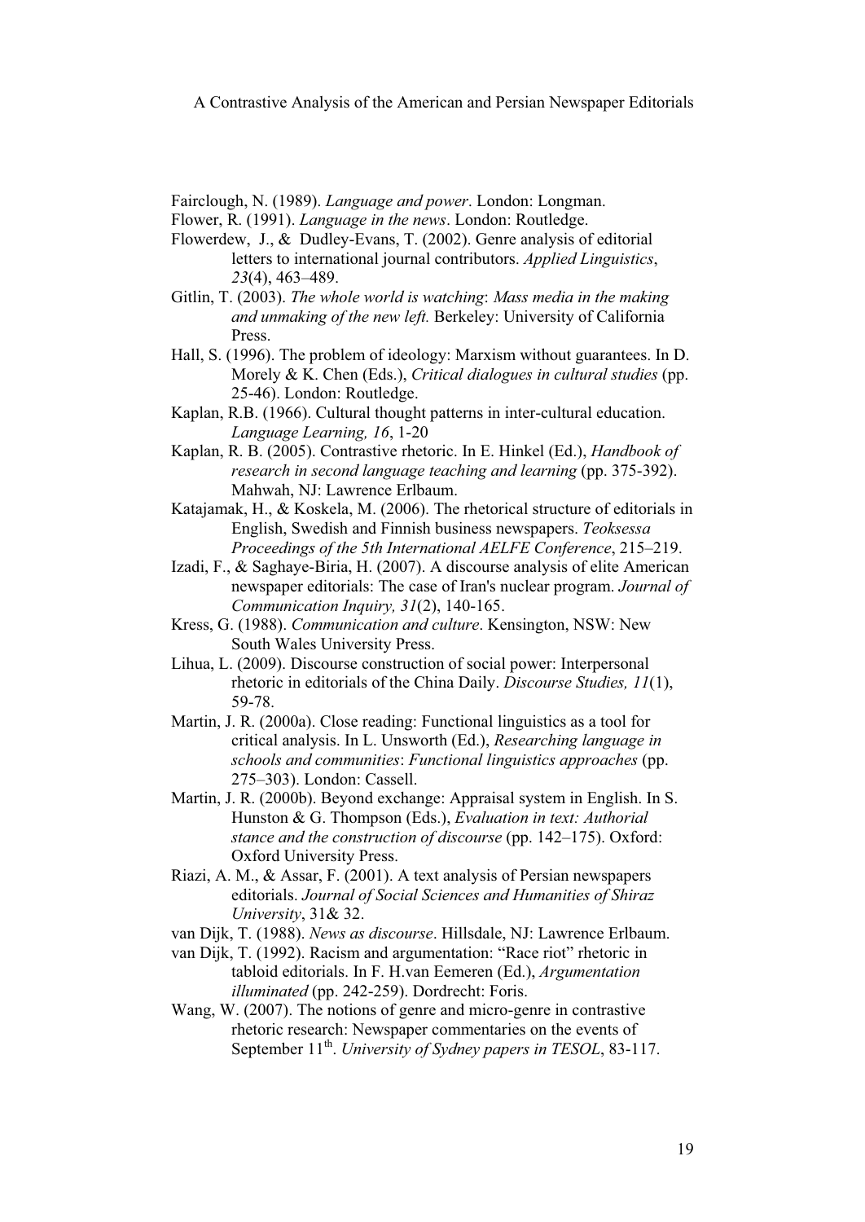Fairclough, N. (1989). *Language and power*. London: Longman.

Flower, R. (1991). *Language in the news*. London: Routledge.

Flowerdew, J., & Dudley-Evans, T. (2002). Genre analysis of editorial letters to international journal contributors. *Applied Linguistics*, *23*(4), 463–489.

Gitlin, T. (2003). *The whole world is watching*: *Mass media in the making and unmaking of the new left.* Berkeley: University of California Press.

Hall, S. (1996). The problem of ideology: Marxism without guarantees. In D. Morely & K. Chen (Eds.), *Critical dialogues in cultural studies* (pp. 25-46). London: Routledge.

Kaplan, R.B. (1966). Cultural thought patterns in inter-cultural education. *Language Learning, 16*, 1-20

Kaplan, R. B. (2005). Contrastive rhetoric. In E. Hinkel (Ed.), *Handbook of research in second language teaching and learning* (pp. 375-392). Mahwah, NJ: Lawrence Erlbaum.

Katajamak, H., & Koskela, M. (2006). The rhetorical structure of editorials in English, Swedish and Finnish business newspapers. *Teoksessa Proceedings of the 5th International AELFE Conference*, 215–219.

Izadi, F., & Saghaye-Biria, H. (2007). A discourse analysis of elite American newspaper editorials: The case of Iran's nuclear program. *Journal of Communication Inquiry, 31*(2), 140-165.

Kress, G. (1988). *Communication and culture*. Kensington, NSW: New South Wales University Press.

Lihua, L. (2009). Discourse construction of social power: Interpersonal rhetoric in editorials of the China Daily. *Discourse Studies, 11*(1), 59-78.

Martin, J. R. (2000a). Close reading: Functional linguistics as a tool for critical analysis. In L. Unsworth (Ed.), *Researching language in schools and communities*: *Functional linguistics approaches* (pp. 275–303). London: Cassell.

Martin, J. R. (2000b). Beyond exchange: Appraisal system in English. In S. Hunston & G. Thompson (Eds.), *Evaluation in text: Authorial stance and the construction of discourse* (pp. 142–175). Oxford: Oxford University Press.

Riazi, A. M., & Assar, F. (2001). A text analysis of Persian newspapers editorials. *Journal of Social Sciences and Humanities of Shiraz University*, 31& 32.

van Dijk, T. (1988). *News as discourse*. Hillsdale, NJ: Lawrence Erlbaum.

van Dijk, T. (1992). Racism and argumentation: "Race riot" rhetoric in tabloid editorials. In F. H.van Eemeren (Ed.), *Argumentation illuminated* (pp. 242-259). Dordrecht: Foris.

Wang, W. (2007). The notions of genre and micro-genre in contrastive rhetoric research: Newspaper commentaries on the events of September 11th. *University of Sydney papers in TESOL*, 83-117.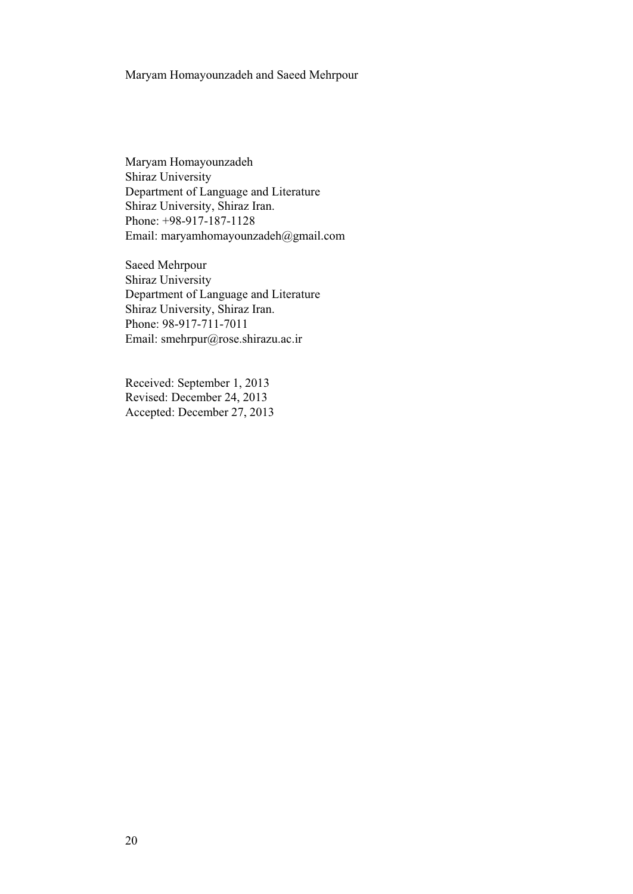Maryam Homayounzadeh
Shiraz University
Department of Language and Literature
Shiraz University, Shiraz Iran.
Phone: +98-917-187-1128
Email: maryamhomayounzadeh@gmail.com

Saeed Mehrpour
Shiraz University
Department of Language and Literature
Shiraz University, Shiraz Iran.
Phone: 98-917-711-7011
Email: smehrpur@rose.shirazu.ac.ir

Received: September 1, 2013
Revised: December 24, 2013
Accepted: December 27, 2013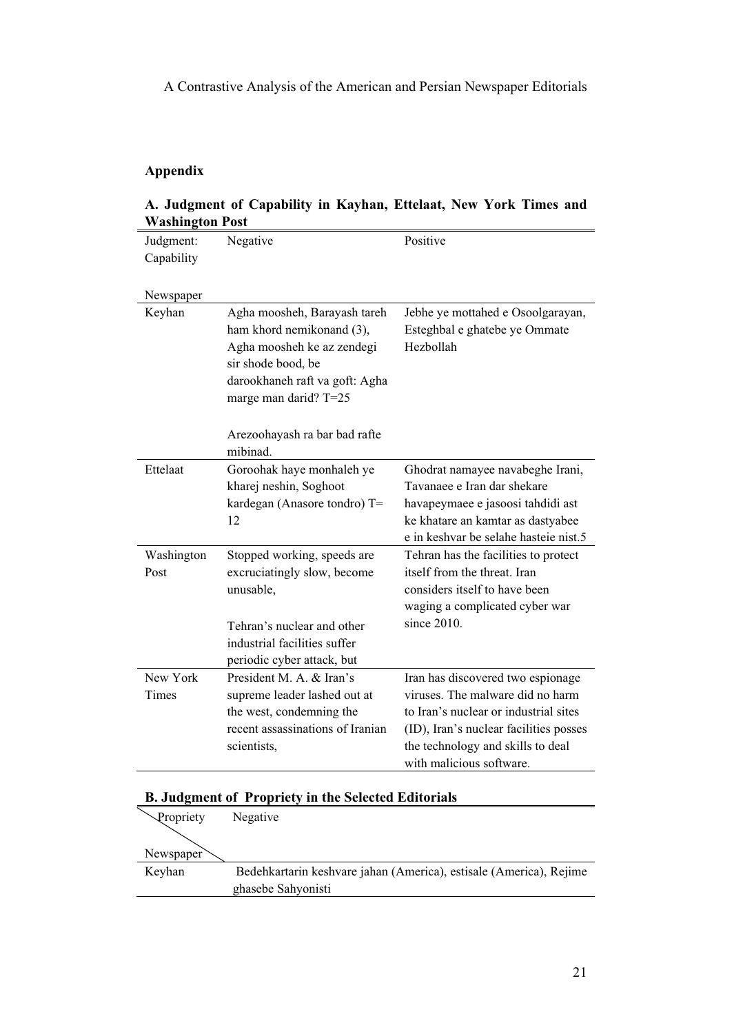## Appendix

**A. Judgment of Capability in Kayhan, Ettelaat, New York Times and Washington Post**

| Judgment: Capability / Newspaper | Negative | Positive |
|---|---|---|
| Keyhan | Agha moosheh, Barayash tareh ham khord nemikonand (3), Agha moosheh ke az zendegi sir shode bood, be darookhaneh raft va goft: Agha marge man darid? T=25<br><br>Arezoohayash ra bar bad rafte mibinad. | Jebhe ye mottahed e Osoolgarayan, Esteghbal e ghatebe ye Ommate Hezbollah |
| Ettelaat | Goroohak haye monhaleh ye kharej neshin, Soghoot kardegan (Anasore tondro) T= 12 | Ghodrat namayee navabeghe Irani, Tavanaee e Iran dar shekare havapeymaee e jasoosi tahdidi ast ke khatare an kamtar as dastyabee e in keshvar be selahe hasteie nist.5 |
| Washington Post | Stopped working, speeds are excruciatingly slow, become unusable,<br><br>Tehran's nuclear and other industrial facilities suffer periodic cyber attack, but | Tehran has the facilities to protect itself from the threat. Iran considers itself to have been waging a complicated cyber war since 2010. |
| New York Times | President M. A. & Iran's supreme leader lashed out at the west, condemning the recent assassinations of Iranian scientists, | Iran has discovered two espionage viruses. The malware did no harm to Iran's nuclear or industrial sites (ID), Iran's nuclear facilities posses the technology and skills to deal with malicious software. |

**B. Judgment of Propriety in the Selected Editorials**

| Propriety / Newspaper | Negative |
|---|---|
| Keyhan | Bedehkartarin keshvare jahan (America), estisale (America), Rejime ghasebe Sahyonisti |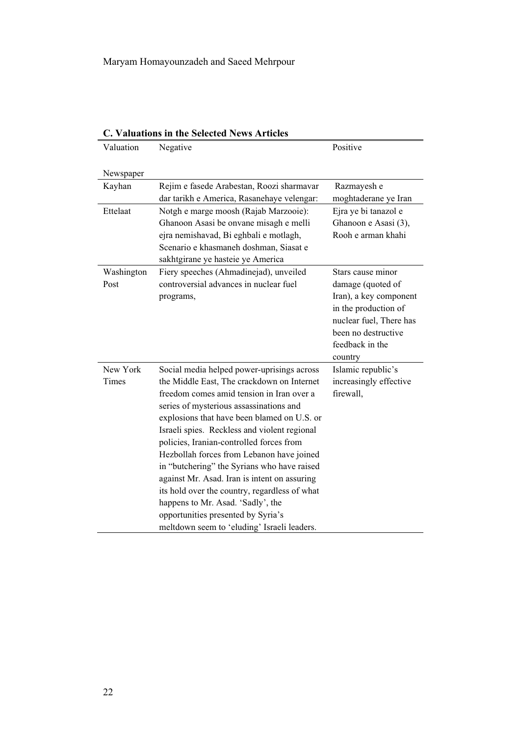**C. Valuations in the Selected News Articles**

| Valuation<br><br>Newspaper | Negative | Positive |
|---|---|---|
| Kayhan | Rejim e fasede Arabestan, Roozi sharmavar dar tarikh e America, Rasanehaye velengar: | Razmayesh e moghtaderane ye Iran |
| Ettelaat | Notgh e marge moosh (Rajab Marzooie): Ghanoon Asasi be onvane misagh e melli ejra nemishavad, Bi eghbali e motlagh, Scenario e khasmaneh doshman, Siasat e sakhtgirane ye hasteie ye America | Ejra ye bi tanazol e Ghanoon e Asasi (3), Rooh e arman khahi |
| Washington Post | Fiery speeches (Ahmadinejad), unveiled controversial advances in nuclear fuel programs, | Stars cause minor damage (quoted of Iran), a key component in the production of nuclear fuel, There has been no destructive feedback in the country |
| New York Times | Social media helped power-uprisings across the Middle East, The crackdown on Internet freedom comes amid tension in Iran over a series of mysterious assassinations and explosions that have been blamed on U.S. or Israeli spies. Reckless and violent regional policies, Iranian-controlled forces from Hezbollah forces from Lebanon have joined in "butchering" the Syrians who have raised against Mr. Asad. Iran is intent on assuring its hold over the country, regardless of what happens to Mr. Asad. 'Sadly', the opportunities presented by Syria's meltdown seem to 'eluding' Israeli leaders. | Islamic republic's increasingly effective firewall, |